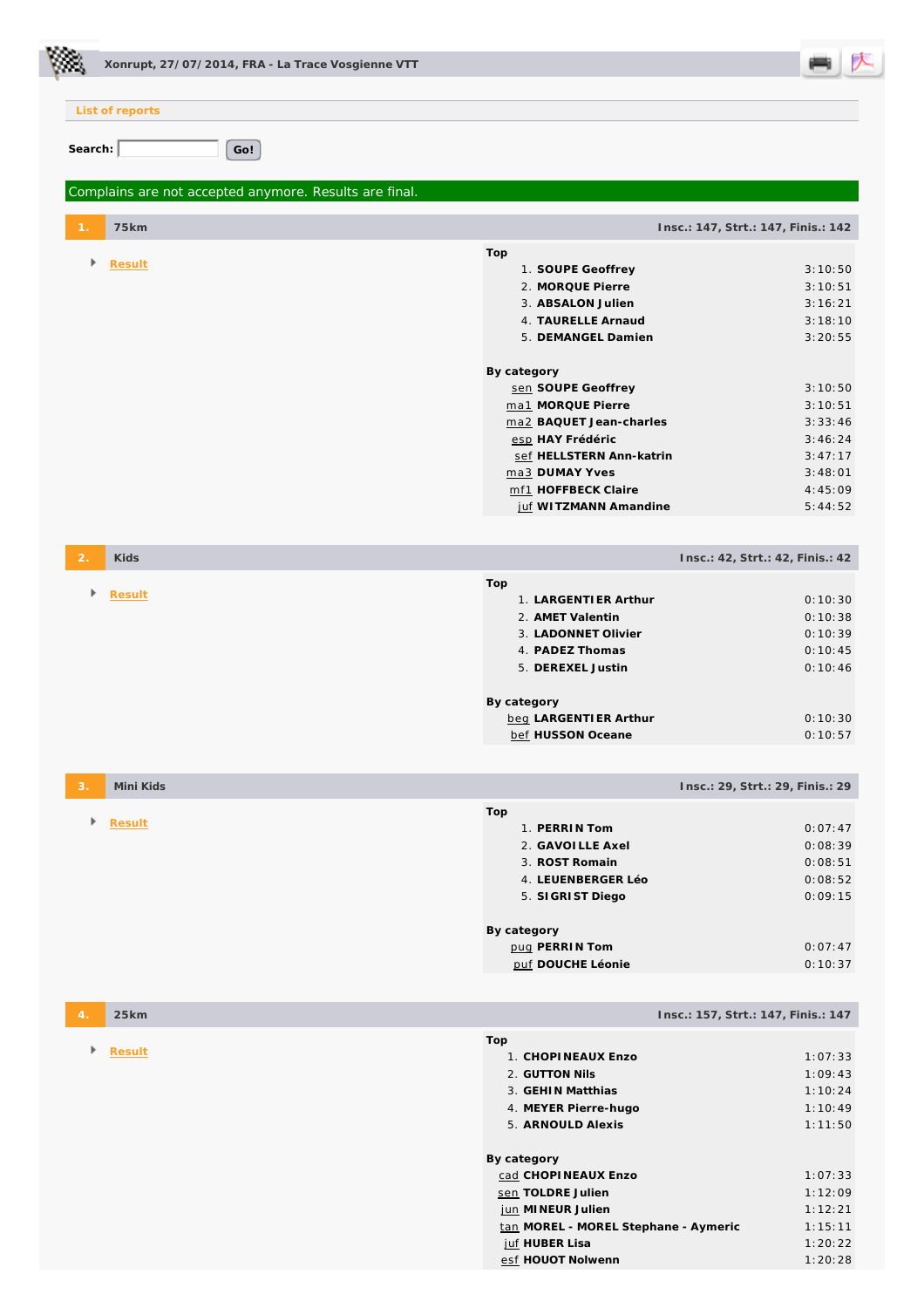# Xonrupt, 27/07/2014, FRA - La Trace Vosgienne VTT

List of reports

Search: Go!

Complains are not accepted anymore. Results are final.

## 1. 75km

Insc.: 147, Strt.: 147, Finis.: 142

- Result

**Top**

| | | |
|---|---|---|
| 1. | **SOUPE Geoffrey** | 3:10:50 |
| 2. | **MORQUE Pierre** | 3:10:51 |
| 3. | **ABSALON Julien** | 3:16:21 |
| 4. | **TAURELLE Arnaud** | 3:18:10 |
| 5. | **DEMANGEL Damien** | 3:20:55 |

**By category**

| | | |
|---|---|---|
| sen | **SOUPE Geoffrey** | 3:10:50 |
| ma1 | **MORQUE Pierre** | 3:10:51 |
| ma2 | **BAQUET Jean-charles** | 3:33:46 |
| esp | **HAY Frédéric** | 3:46:24 |
| sef | **HELLSTERN Ann-katrin** | 3:47:17 |
| ma3 | **DUMAY Yves** | 3:48:01 |
| mf1 | **HOFFBECK Claire** | 4:45:09 |
| juf | **WITZMANN Amandine** | 5:44:52 |

## 2. Kids

Insc.: 42, Strt.: 42, Finis.: 42

- Result

**Top**

| | | |
|---|---|---|
| 1. | **LARGENTIER Arthur** | 0:10:30 |
| 2. | **AMET Valentin** | 0:10:38 |
| 3. | **LADONNET Olivier** | 0:10:39 |
| 4. | **PADEZ Thomas** | 0:10:45 |
| 5. | **DEREXEL Justin** | 0:10:46 |

**By category**

| | | |
|---|---|---|
| beg | **LARGENTIER Arthur** | 0:10:30 |
| bef | **HUSSON Oceane** | 0:10:57 |

## 3. Mini Kids

Insc.: 29, Strt.: 29, Finis.: 29

- Result

**Top**

| | | |
|---|---|---|
| 1. | **PERRIN Tom** | 0:07:47 |
| 2. | **GAVOILLE Axel** | 0:08:39 |
| 3. | **ROST Romain** | 0:08:51 |
| 4. | **LEUENBERGER Léo** | 0:08:52 |
| 5. | **SIGRIST Diego** | 0:09:15 |

**By category**

| | | |
|---|---|---|
| pug | **PERRIN Tom** | 0:07:47 |
| puf | **DOUCHE Léonie** | 0:10:37 |

## 4. 25km

Insc.: 157, Strt.: 147, Finis.: 147

- Result

**Top**

| | | |
|---|---|---|
| 1. | **CHOPINEAUX Enzo** | 1:07:33 |
| 2. | **GUTTON Nils** | 1:09:43 |
| 3. | **GEHIN Matthias** | 1:10:24 |
| 4. | **MEYER Pierre-hugo** | 1:10:49 |
| 5. | **ARNOULD Alexis** | 1:11:50 |

**By category**

| | | |
|---|---|---|
| cad | **CHOPINEAUX Enzo** | 1:07:33 |
| sen | **TOLDRE Julien** | 1:12:09 |
| jun | **MINEUR Julien** | 1:12:21 |
| tan | **MOREL - MOREL Stephane - Aymeric** | 1:15:11 |
| juf | **HUBER Lisa** | 1:20:22 |
| esf | **HOUOT Nolwenn** | 1:20:28 |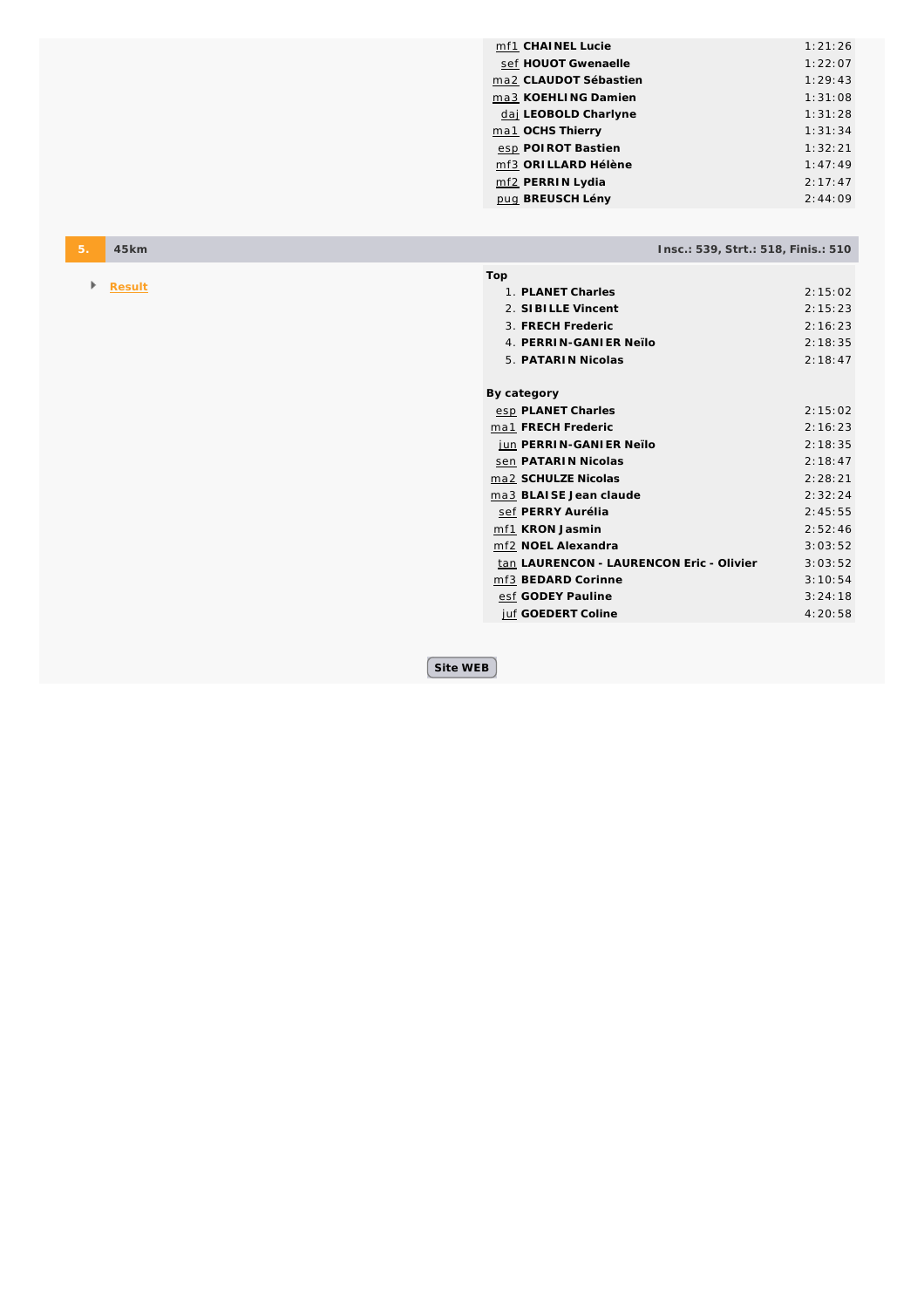| | | |
|---|---|---|
| mf1 | CHAINEL Lucie | 1:21:26 |
| sef | HOUOT Gwenaelle | 1:22:07 |
| ma2 | CLAUDOT Sébastien | 1:29:43 |
| ma3 | KOEHLING Damien | 1:31:08 |
| daj | LEOBOLD Charlyne | 1:31:28 |
| ma1 | OCHS Thierry | 1:31:34 |
| esp | POIROT Bastien | 1:32:21 |
| mf3 | ORILLARD Hélène | 1:47:49 |
| mf2 | PERRIN Lydia | 2:17:47 |
| pug | BREUSCH Lény | 2:44:09 |

## 5. 45km

Insc.: 539, Strt.: 518, Finis.: 510

Result

**Top**

| | | |
|---|---|---|
| 1. | PLANET Charles | 2:15:02 |
| 2. | SIBILLE Vincent | 2:15:23 |
| 3. | FRECH Frederic | 2:16:23 |
| 4. | PERRIN-GANIER Neïlo | 2:18:35 |
| 5. | PATARIN Nicolas | 2:18:47 |

**By category**

| | | |
|---|---|---|
| esp | PLANET Charles | 2:15:02 |
| ma1 | FRECH Frederic | 2:16:23 |
| jun | PERRIN-GANIER Neïlo | 2:18:35 |
| sen | PATARIN Nicolas | 2:18:47 |
| ma2 | SCHULZE Nicolas | 2:28:21 |
| ma3 | BLAISE Jean claude | 2:32:24 |
| sef | PERRY Aurélia | 2:45:55 |
| mf1 | KRON Jasmin | 2:52:46 |
| mf2 | NOEL Alexandra | 3:03:52 |
| tan | LAURENCON - LAURENCON Eric - Olivier | 3:03:52 |
| mf3 | BEDARD Corinne | 3:10:54 |
| esf | GODEY Pauline | 3:24:18 |
| juf | GOEDERT Coline | 4:20:58 |

Site WEB